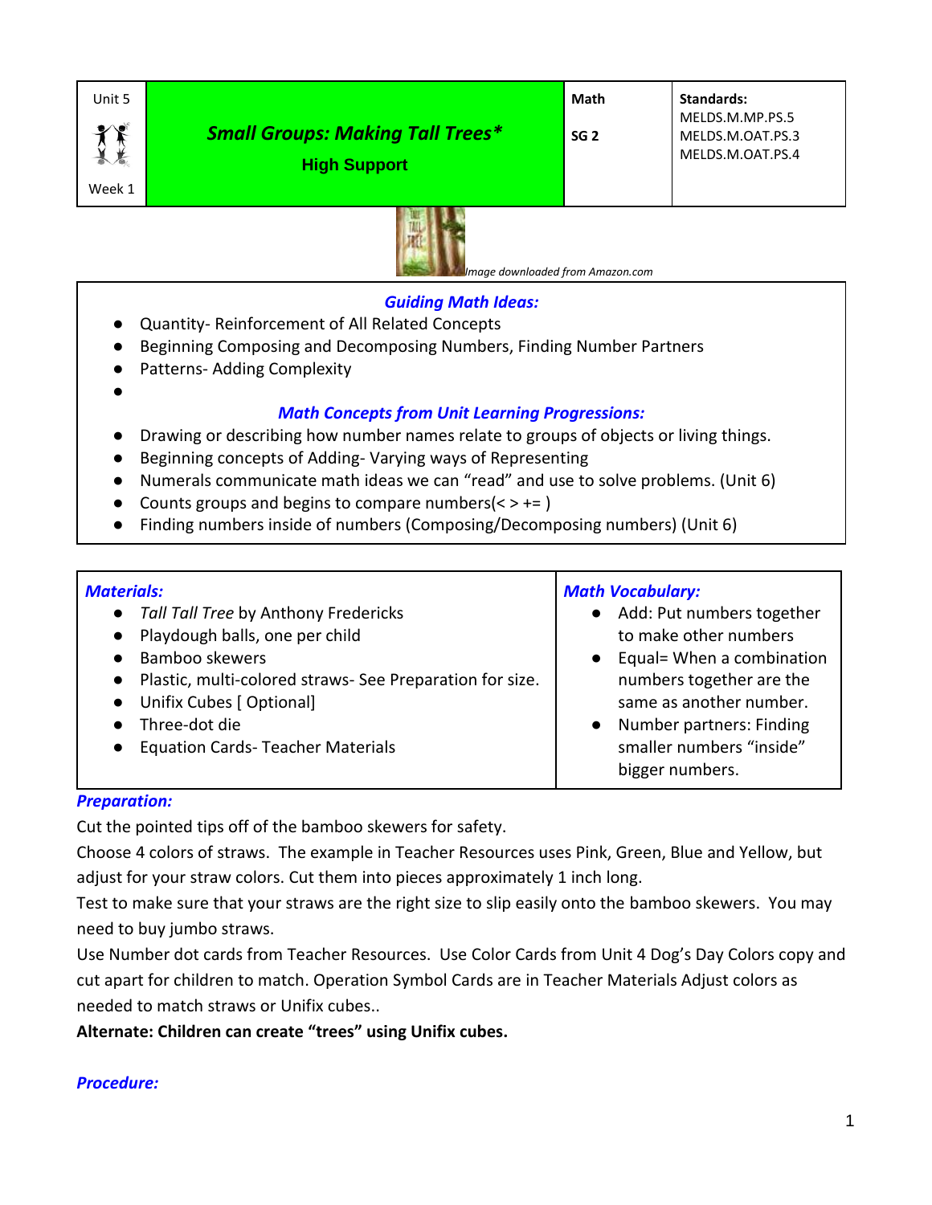| Unit 5<br>Week 1 | ***Small Groups: Making Tall Trees****<br>**High Support** | **Math**<br>**SG 2** | **Standards:**<br>MELDS.M.MP.PS.5<br>MELDS.M.OAT.PS.3<br>MELDS.M.OAT.PS.4 |
|---|---|---|---|

*Image downloaded from Amazon.com*

### ***Guiding Math Ideas:***

- Quantity- Reinforcement of All Related Concepts
- Beginning Composing and Decomposing Numbers, Finding Number Partners
- Patterns- Adding Complexity
-

### ***Math Concepts from Unit Learning Progressions:***

- Drawing or describing how number names relate to groups of objects or living things.
- Beginning concepts of Adding- Varying ways of Representing
- Numerals communicate math ideas we can "read" and use to solve problems. (Unit 6)
- Counts groups and begins to compare numbers(< > += )
- Finding numbers inside of numbers (Composing/Decomposing numbers) (Unit 6)

| ***Materials:*** | ***Math Vocabulary:*** |
|---|---|
| • *Tall Tall Tree* by Anthony Fredericks<br>• Playdough balls, one per child<br>• Bamboo skewers<br>• Plastic, multi-colored straws- See Preparation for size.<br>• Unifix Cubes [ Optional]<br>• Three-dot die<br>• Equation Cards- Teacher Materials | • Add: Put numbers together to make other numbers<br>• Equal= When a combination numbers together are the same as another number.<br>• Number partners: Finding smaller numbers "inside" bigger numbers. |

### ***Preparation:***

Cut the pointed tips off of the bamboo skewers for safety.

Choose 4 colors of straws. The example in Teacher Resources uses Pink, Green, Blue and Yellow, but adjust for your straw colors. Cut them into pieces approximately 1 inch long.

Test to make sure that your straws are the right size to slip easily onto the bamboo skewers. You may need to buy jumbo straws.

Use Number dot cards from Teacher Resources. Use Color Cards from Unit 4 Dog's Day Colors copy and cut apart for children to match. Operation Symbol Cards are in Teacher Materials Adjust colors as needed to match straws or Unifix cubes..

**Alternate: Children can create "trees" using Unifix cubes.**

### ***Procedure:***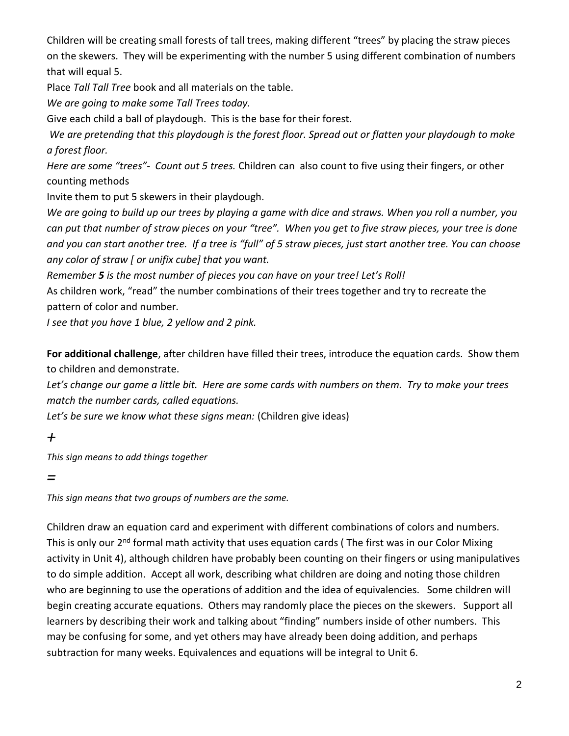Children will be creating small forests of tall trees, making different "trees" by placing the straw pieces on the skewers. They will be experimenting with the number 5 using different combination of numbers that will equal 5.

Place *Tall Tall Tree* book and all materials on the table.

*We are going to make some Tall Trees today.*

Give each child a ball of playdough. This is the base for their forest.

*We are pretending that this playdough is the forest floor. Spread out or flatten your playdough to make a forest floor.*

*Here are some "trees"- Count out 5 trees.* Children can also count to five using their fingers, or other counting methods

Invite them to put 5 skewers in their playdough.

*We are going to build up our trees by playing a game with dice and straws. When you roll a number, you can put that number of straw pieces on your "tree". When you get to five straw pieces, your tree is done and you can start another tree. If a tree is "full" of 5 straw pieces, just start another tree. You can choose any color of straw [ or unifix cube] that you want.*

*Remember **5** is the most number of pieces you can have on your tree! Let's Roll!*

As children work, "read" the number combinations of their trees together and try to recreate the pattern of color and number.

*I see that you have 1 blue, 2 yellow and 2 pink.*

**For additional challenge**, after children have filled their trees, introduce the equation cards. Show them to children and demonstrate.

*Let's change our game a little bit. Here are some cards with numbers on them. Try to make your trees match the number cards, called equations.*

*Let's be sure we know what these signs mean:* (Children give ideas)

*+*

*This sign means to add things together*

*=*

*This sign means that two groups of numbers are the same.*

Children draw an equation card and experiment with different combinations of colors and numbers. This is only our 2nd formal math activity that uses equation cards ( The first was in our Color Mixing activity in Unit 4), although children have probably been counting on their fingers or using manipulatives to do simple addition. Accept all work, describing what children are doing and noting those children who are beginning to use the operations of addition and the idea of equivalencies. Some children will begin creating accurate equations. Others may randomly place the pieces on the skewers. Support all learners by describing their work and talking about "finding" numbers inside of other numbers. This may be confusing for some, and yet others may have already been doing addition, and perhaps subtraction for many weeks. Equivalences and equations will be integral to Unit 6.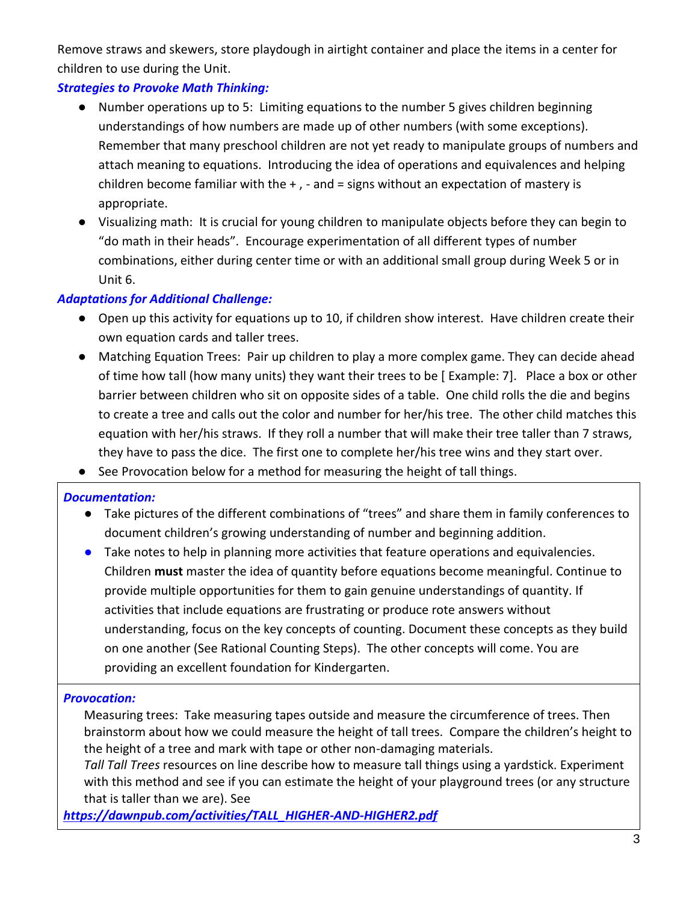Remove straws and skewers, store playdough in airtight container and place the items in a center for children to use during the Unit.

***Strategies to Provoke Math Thinking:***

- Number operations up to 5: Limiting equations to the number 5 gives children beginning understandings of how numbers are made up of other numbers (with some exceptions). Remember that many preschool children are not yet ready to manipulate groups of numbers and attach meaning to equations. Introducing the idea of operations and equivalences and helping children become familiar with the + , - and = signs without an expectation of mastery is appropriate.
- Visualizing math: It is crucial for young children to manipulate objects before they can begin to "do math in their heads". Encourage experimentation of all different types of number combinations, either during center time or with an additional small group during Week 5 or in Unit 6.

***Adaptations for Additional Challenge:***

- Open up this activity for equations up to 10, if children show interest. Have children create their own equation cards and taller trees.
- Matching Equation Trees: Pair up children to play a more complex game. They can decide ahead of time how tall (how many units) they want their trees to be [ Example: 7]. Place a box or other barrier between children who sit on opposite sides of a table. One child rolls the die and begins to create a tree and calls out the color and number for her/his tree. The other child matches this equation with her/his straws. If they roll a number that will make their tree taller than 7 straws, they have to pass the dice. The first one to complete her/his tree wins and they start over.
- See Provocation below for a method for measuring the height of tall things.

***Documentation:***

- Take pictures of the different combinations of "trees" and share them in family conferences to document children's growing understanding of number and beginning addition.
- Take notes to help in planning more activities that feature operations and equivalencies. Children **must** master the idea of quantity before equations become meaningful. Continue to provide multiple opportunities for them to gain genuine understandings of quantity. If activities that include equations are frustrating or produce rote answers without understanding, focus on the key concepts of counting. Document these concepts as they build on one another (See Rational Counting Steps). The other concepts will come. You are providing an excellent foundation for Kindergarten.

***Provocation:***

Measuring trees: Take measuring tapes outside and measure the circumference of trees. Then brainstorm about how we could measure the height of tall trees. Compare the children's height to the height of a tree and mark with tape or other non-damaging materials.

*Tall Tall Trees* resources on line describe how to measure tall things using a yardstick. Experiment with this method and see if you can estimate the height of your playground trees (or any structure that is taller than we are). See

***https://dawnpub.com/activities/TALL_HIGHER-AND-HIGHER2.pdf***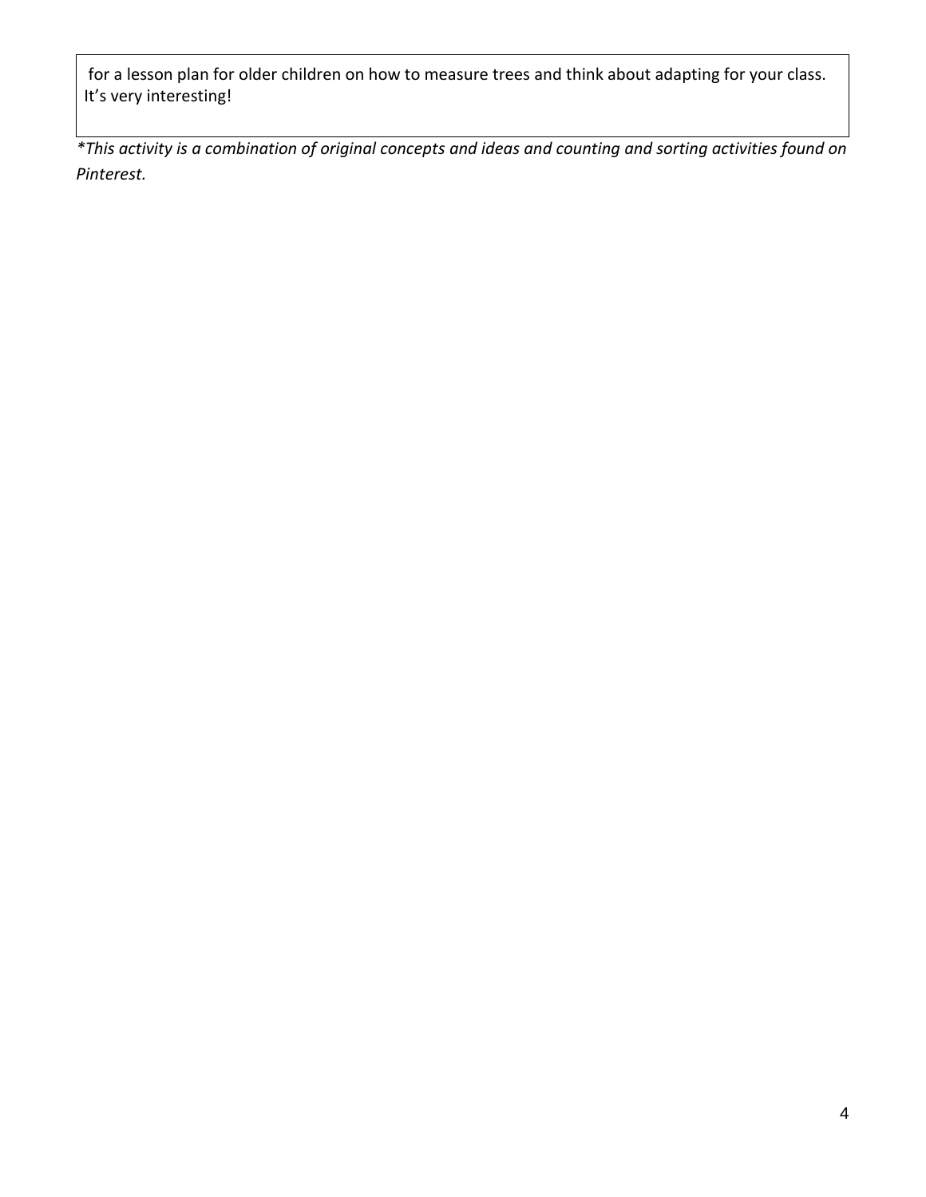for a lesson plan for older children on how to measure trees and think about adapting for your class. It's very interesting!

*\*This activity is a combination of original concepts and ideas and counting and sorting activities found on Pinterest.*